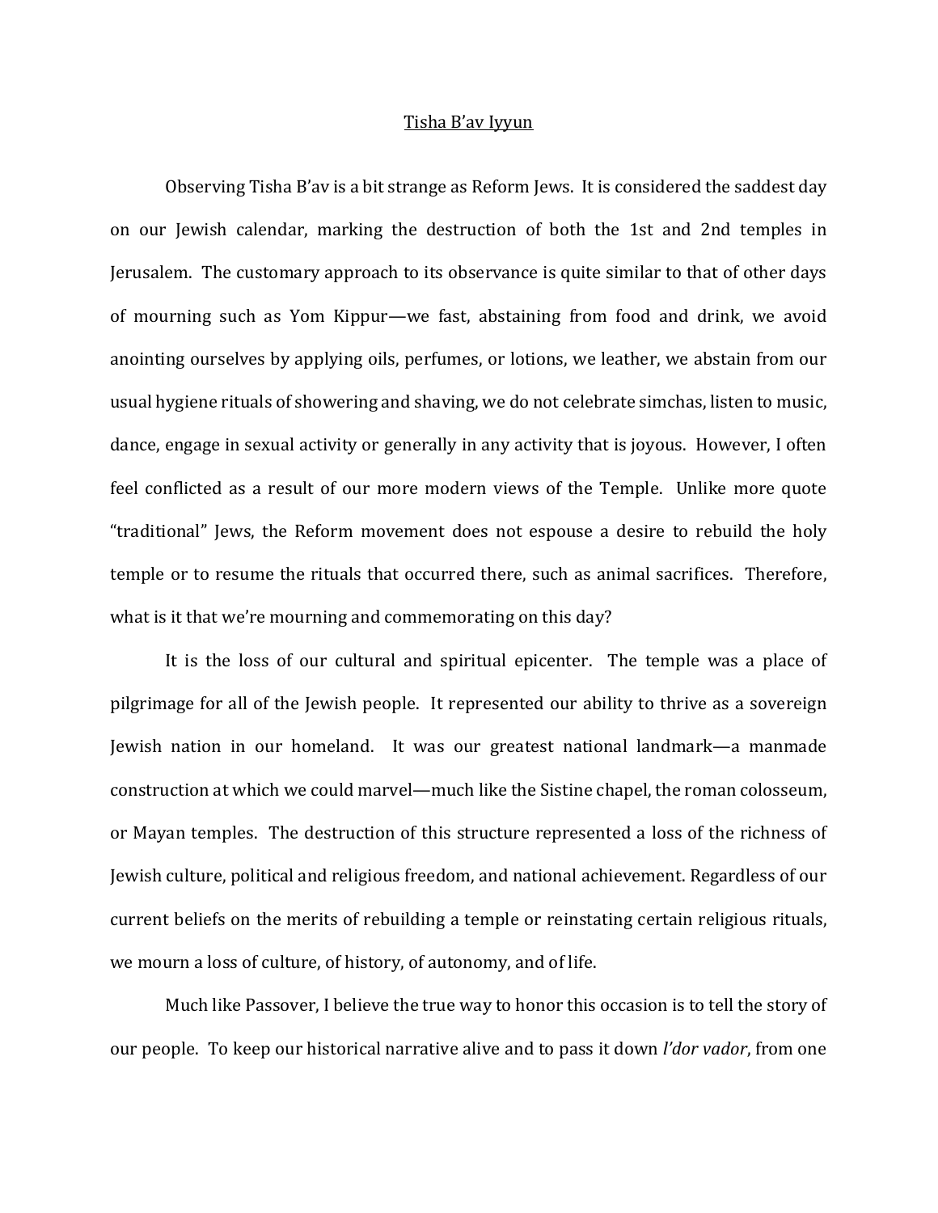Tisha B'av Iyyun

Observing Tisha B'av is a bit strange as Reform Jews. It is considered the saddest day on our Jewish calendar, marking the destruction of both the 1st and 2nd temples in Jerusalem. The customary approach to its observance is quite similar to that of other days of mourning such as Yom Kippur—we fast, abstaining from food and drink, we avoid anointing ourselves by applying oils, perfumes, or lotions, we leather, we abstain from our usual hygiene rituals of showering and shaving, we do not celebrate simchas, listen to music, dance, engage in sexual activity or generally in any activity that is joyous. However, I often feel conflicted as a result of our more modern views of the Temple. Unlike more quote "traditional" Jews, the Reform movement does not espouse a desire to rebuild the holy temple or to resume the rituals that occurred there, such as animal sacrifices. Therefore, what is it that we're mourning and commemorating on this day?

It is the loss of our cultural and spiritual epicenter. The temple was a place of pilgrimage for all of the Jewish people. It represented our ability to thrive as a sovereign Jewish nation in our homeland. It was our greatest national landmark—a manmade construction at which we could marvel—much like the Sistine chapel, the roman colosseum, or Mayan temples. The destruction of this structure represented a loss of the richness of Jewish culture, political and religious freedom, and national achievement. Regardless of our current beliefs on the merits of rebuilding a temple or reinstating certain religious rituals, we mourn a loss of culture, of history, of autonomy, and of life.

Much like Passover, I believe the true way to honor this occasion is to tell the story of our people. To keep our historical narrative alive and to pass it down *l'dor vador*, from one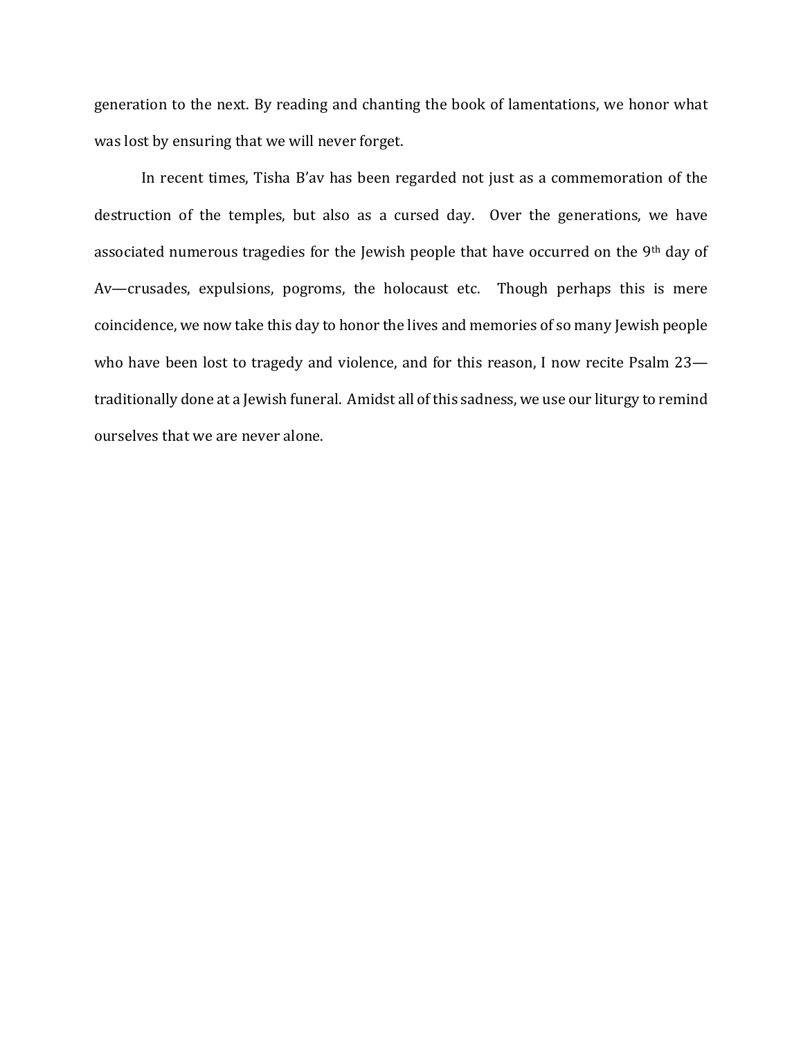generation to the next. By reading and chanting the book of lamentations, we honor what was lost by ensuring that we will never forget.

In recent times, Tisha B'av has been regarded not just as a commemoration of the destruction of the temples, but also as a cursed day. Over the generations, we have associated numerous tragedies for the Jewish people that have occurred on the 9th day of Av—crusades, expulsions, pogroms, the holocaust etc. Though perhaps this is mere coincidence, we now take this day to honor the lives and memories of so many Jewish people who have been lost to tragedy and violence, and for this reason, I now recite Psalm 23—traditionally done at a Jewish funeral. Amidst all of this sadness, we use our liturgy to remind ourselves that we are never alone.